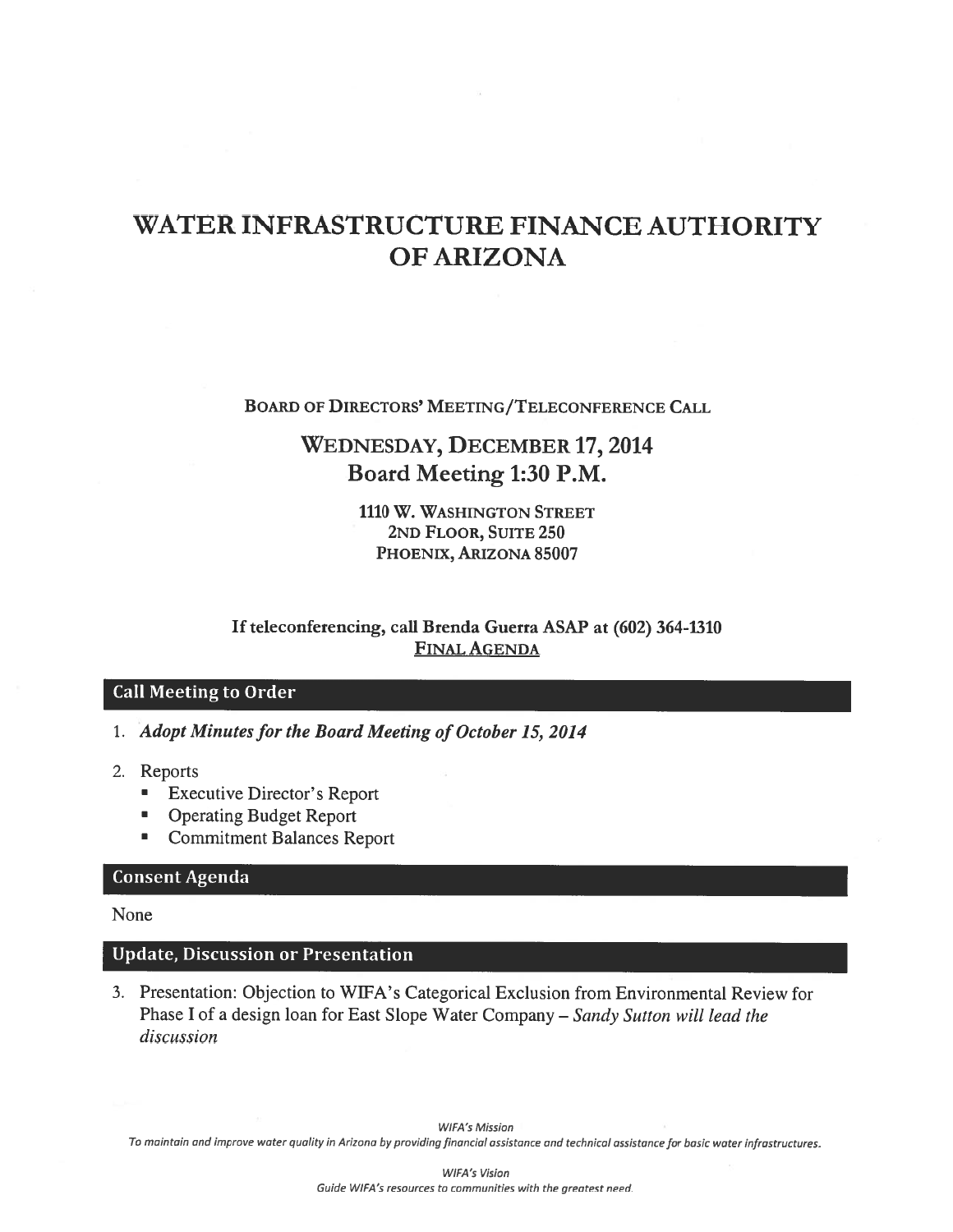# WATER INFRASTRUCTURE FINANCE AUTHORITY OF ARIZONA

BOARD OF DIRECTORS' MEETING/TELECONFERENCE CALL

## WEDNESDAY, DECEMBER 17, 2014
## Board Meeting 1:30 P.M.

1110 W. WASHINGTON STREET
2ND FLOOR, SUITE 250
PHOENIX, ARIZONA 85007

**If teleconferencing, call Brenda Guerra ASAP at (602) 364-1310**
**FINAL AGENDA**

### Call Meeting to Order

1. ***Adopt Minutes for the Board Meeting of October 15, 2014***
2. Reports
   - Executive Director's Report
   - Operating Budget Report
   - Commitment Balances Report

### Consent Agenda

None

### Update, Discussion or Presentation

3. Presentation: Objection to WIFA's Categorical Exclusion from Environmental Review for Phase I of a design loan for East Slope Water Company – *Sandy Sutton will lead the discussion*

*WIFA's Mission*
*To maintain and improve water quality in Arizona by providing financial assistance and technical assistance for basic water infrastructures.*

*WIFA's Vision*
*Guide WIFA's resources to communities with the greatest need.*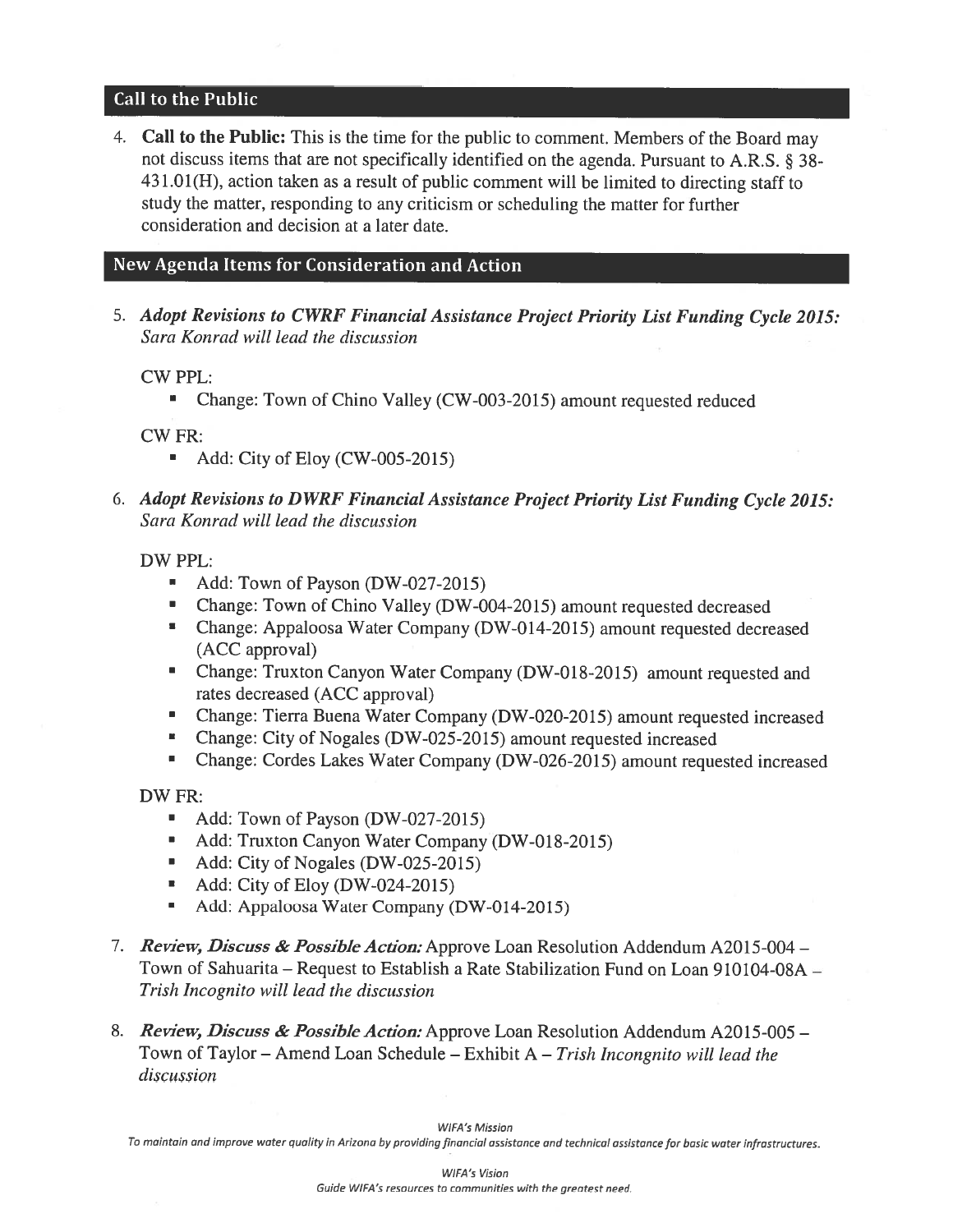## Call to the Public

4. **Call to the Public:** This is the time for the public to comment. Members of the Board may not discuss items that are not specifically identified on the agenda. Pursuant to A.R.S. § 38-431.01(H), action taken as a result of public comment will be limited to directing staff to study the matter, responding to any criticism or scheduling the matter for further consideration and decision at a later date.

## New Agenda Items for Consideration and Action

5. ***Adopt Revisions to CWRF Financial Assistance Project Priority List Funding Cycle 2015:*** *Sara Konrad will lead the discussion*

   CW PPL:
   - Change: Town of Chino Valley (CW-003-2015) amount requested reduced

   CW FR:
   - Add: City of Eloy (CW-005-2015)

6. ***Adopt Revisions to DWRF Financial Assistance Project Priority List Funding Cycle 2015:*** *Sara Konrad will lead the discussion*

   DW PPL:
   - Add: Town of Payson (DW-027-2015)
   - Change: Town of Chino Valley (DW-004-2015) amount requested decreased
   - Change: Appaloosa Water Company (DW-014-2015) amount requested decreased (ACC approval)
   - Change: Truxton Canyon Water Company (DW-018-2015) amount requested and rates decreased (ACC approval)
   - Change: Tierra Buena Water Company (DW-020-2015) amount requested increased
   - Change: City of Nogales (DW-025-2015) amount requested increased
   - Change: Cordes Lakes Water Company (DW-026-2015) amount requested increased

   DW FR:
   - Add: Town of Payson (DW-027-2015)
   - Add: Truxton Canyon Water Company (DW-018-2015)
   - Add: City of Nogales (DW-025-2015)
   - Add: City of Eloy (DW-024-2015)
   - Add: Appaloosa Water Company (DW-014-2015)

7. ***Review, Discuss & Possible Action:*** Approve Loan Resolution Addendum A2015-004 – Town of Sahuarita – Request to Establish a Rate Stabilization Fund on Loan 910104-08A – *Trish Incognito will lead the discussion*

8. ***Review, Discuss & Possible Action:*** Approve Loan Resolution Addendum A2015-005 – Town of Taylor – Amend Loan Schedule – Exhibit A – *Trish Incognito will lead the discussion*

*WIFA's Mission*
*To maintain and improve water quality in Arizona by providing financial assistance and technical assistance for basic water infrastructures.*

*WIFA's Vision*
*Guide WIFA's resources to communities with the greatest need.*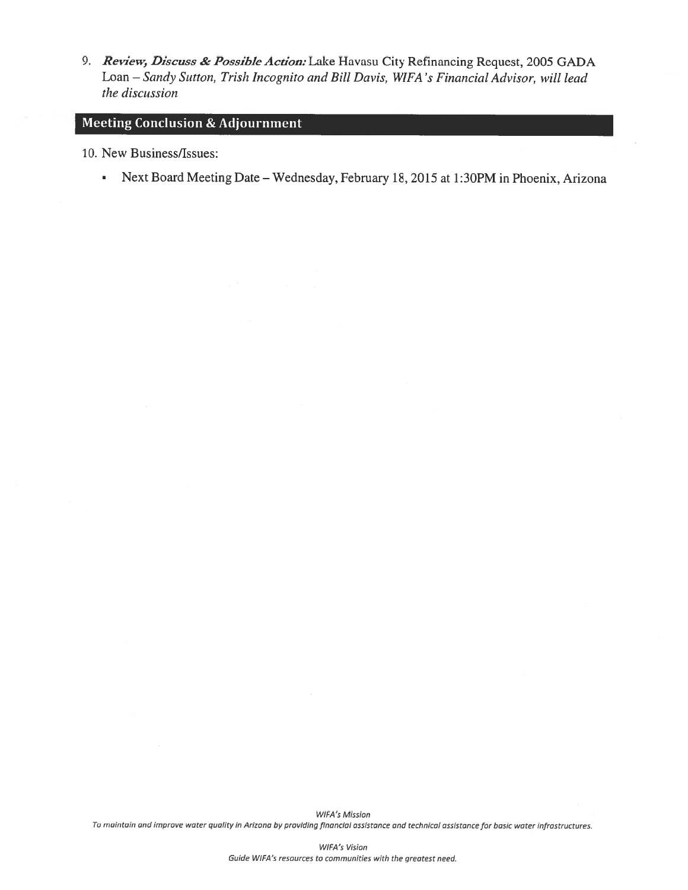9. ***Review, Discuss & Possible Action:*** Lake Havasu City Refinancing Request, 2005 GADA Loan – *Sandy Sutton, Trish Incognito and Bill Davis, WIFA's Financial Advisor, will lead the discussion*

## Meeting Conclusion & Adjournment

10. New Business/Issues:

    - Next Board Meeting Date – Wednesday, February 18, 2015 at 1:30PM in Phoenix, Arizona

*WIFA's Mission*
*To maintain and improve water quality in Arizona by providing financial assistance and technical assistance for basic water infrastructures.*

*WIFA's Vision*
*Guide WIFA's resources to communities with the greatest need.*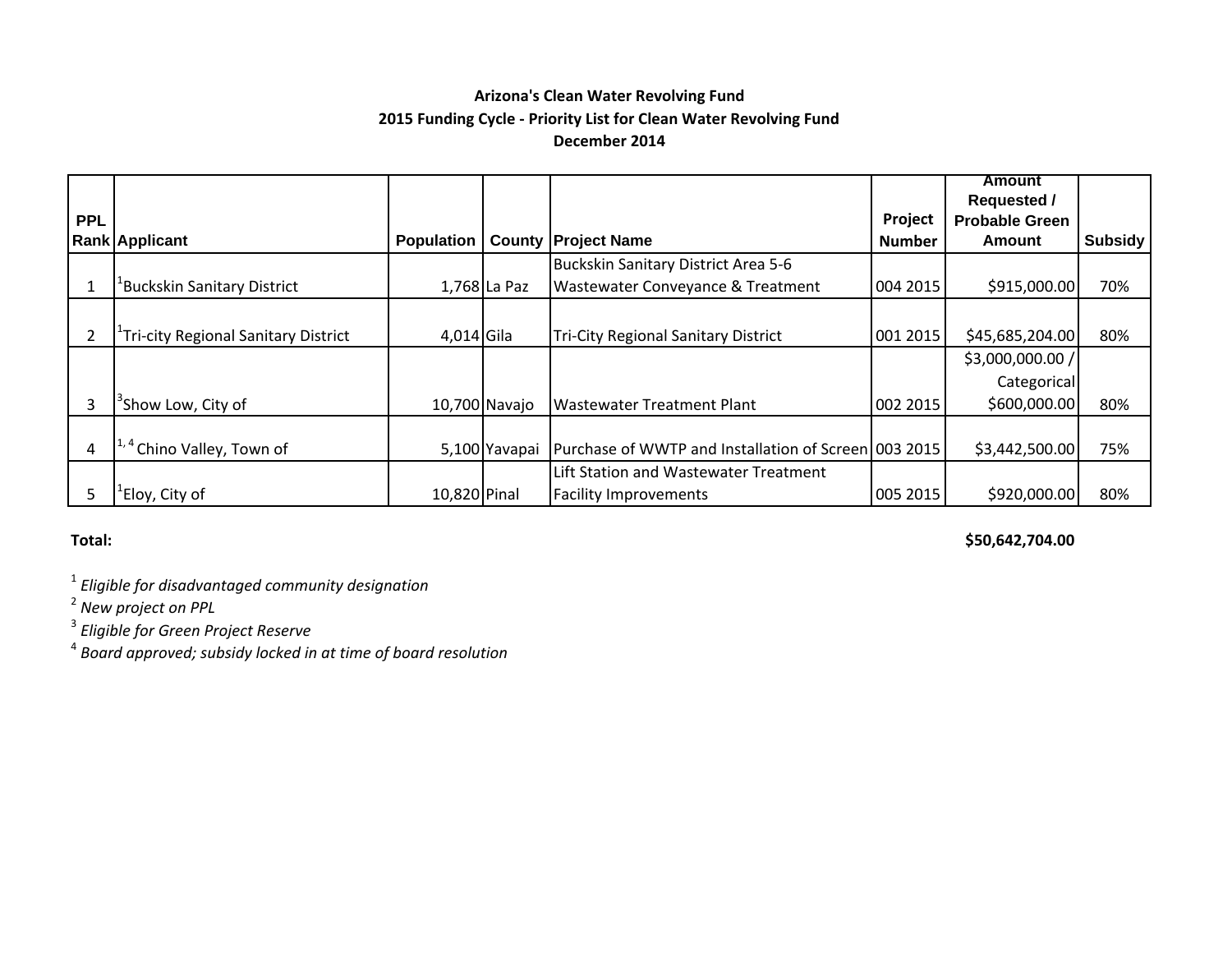**Arizona's Clean Water Revolving Fund**
**2015 Funding Cycle - Priority List for Clean Water Revolving Fund**
**December 2014**

| PPL Rank | Applicant | Population | County | Project Name | Project Number | Amount Requested / Probable Green Amount | Subsidy |
|---|---|---|---|---|---|---|---|
| 1 | [1]Buckskin Sanitary District | 1,768 | La Paz | Buckskin Sanitary District Area 5-6 Wastewater Conveyance & Treatment | 004 2015 | $915,000.00 | 70% |
| 2 | [1]Tri-city Regional Sanitary District | 4,014 | Gila | Tri-City Regional Sanitary District | 001 2015 | $45,685,204.00 | 80% |
| 3 | [3]Show Low, City of | 10,700 | Navajo | Wastewater Treatment Plant | 002 2015 | $3,000,000.00 / Categorical $600,000.00 | 80% |
| 4 | [1, 4] Chino Valley, Town of | 5,100 | Yavapai | Purchase of WWTP and Installation of Screen | 003 2015 | $3,442,500.00 | 75% |
| 5 | [1]Eloy, City of | 10,820 | Pinal | Lift Station and Wastewater Treatment Facility Improvements | 005 2015 | $920,000.00 | 80% |

**Total:** **$50,642,704.00**

[1] *Eligible for disadvantaged community designation*
[2] *New project on PPL*
[3] *Eligible for Green Project Reserve*
[4] *Board approved; subsidy locked in at time of board resolution*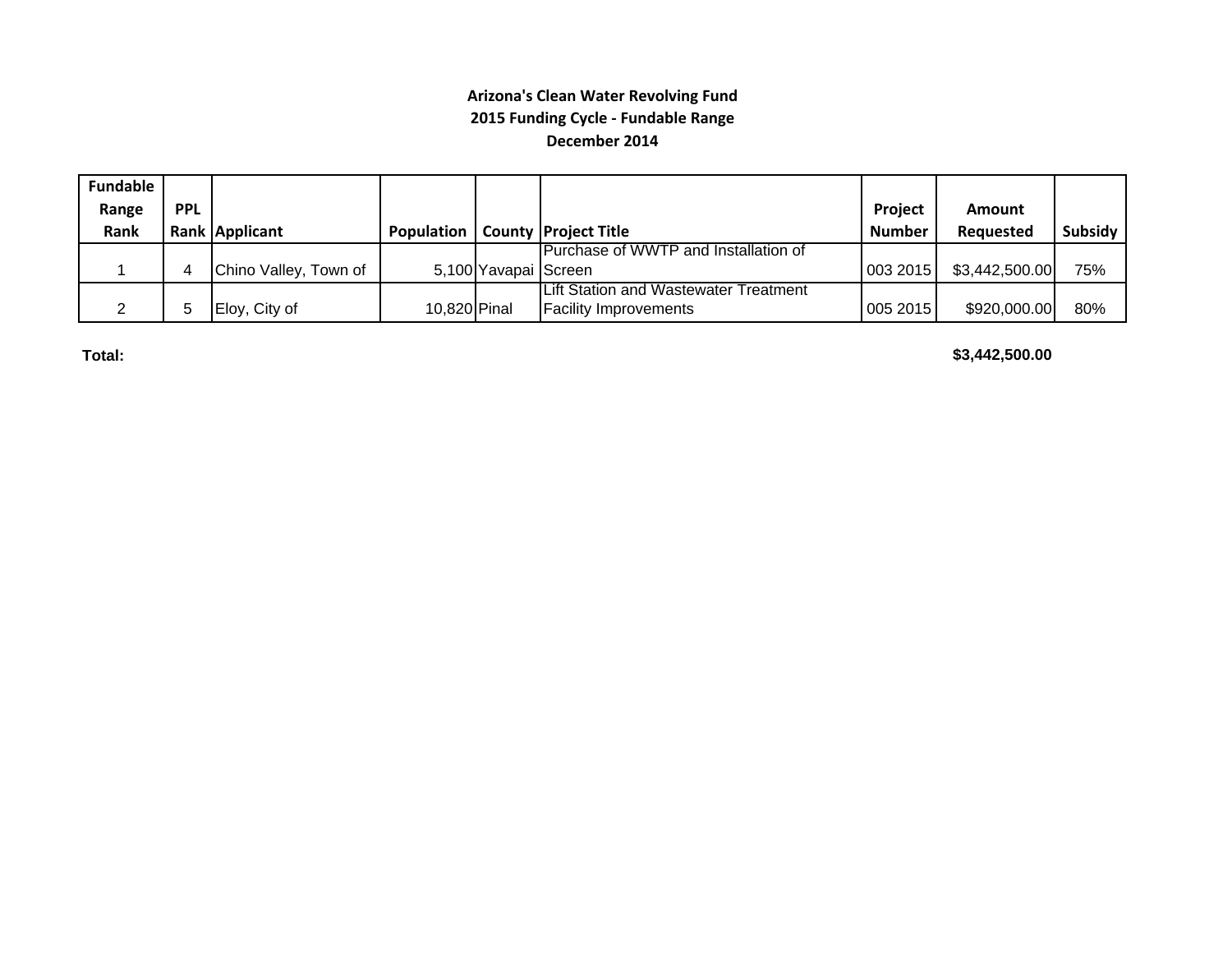**Arizona's Clean Water Revolving Fund**

**2015 Funding Cycle - Fundable Range**

**December 2014**

| Fundable Range Rank | PPL Rank | Applicant | Population | County | Project Title | Project Number | Amount Requested | Subsidy |
|---|---|---|---|---|---|---|---|---|
| 1 | 4 | Chino Valley, Town of | 5,100 | Yavapai | Purchase of WWTP and Installation of Screen | 003 2015 | $3,442,500.00 | 75% |
| 2 | 5 | Eloy, City of | 10,820 | Pinal | Lift Station and Wastewater Treatment Facility Improvements | 005 2015 | $920,000.00 | 80% |

**Total:** **$3,442,500.00**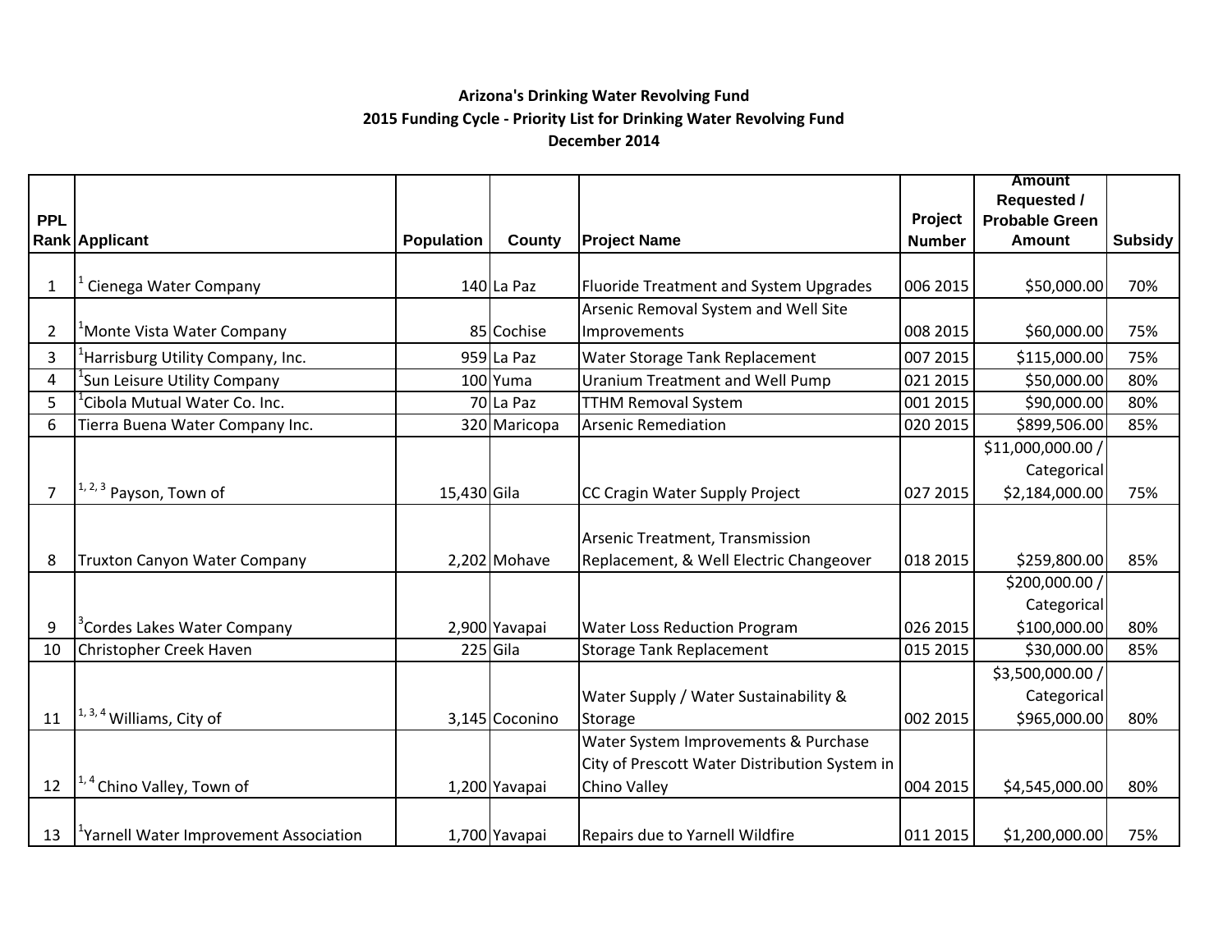**Arizona's Drinking Water Revolving Fund**
**2015 Funding Cycle - Priority List for Drinking Water Revolving Fund**
**December 2014**

| PPL Rank | Applicant | Population | County | Project Name | Project Number | Amount Requested / Probable Green Amount | Subsidy |
|---|---|---|---|---|---|---|---|
| 1 | [1] Cienega Water Company | 140 | La Paz | Fluoride Treatment and System Upgrades | 006 2015 | $50,000.00 | 70% |
| 2 | [1]Monte Vista Water Company | 85 | Cochise | Arsenic Removal System and Well Site Improvements | 008 2015 | $60,000.00 | 75% |
| 3 | [1]Harrisburg Utility Company, Inc. | 959 | La Paz | Water Storage Tank Replacement | 007 2015 | $115,000.00 | 75% |
| 4 | [1]Sun Leisure Utility Company | 100 | Yuma | Uranium Treatment and Well Pump | 021 2015 | $50,000.00 | 80% |
| 5 | [1]Cibola Mutual Water Co. Inc. | 70 | La Paz | TTHM Removal System | 001 2015 | $90,000.00 | 80% |
| 6 | Tierra Buena Water Company Inc. | 320 | Maricopa | Arsenic Remediation | 020 2015 | $899,506.00 | 85% |
| 7 | [1, 2, 3] Payson, Town of | 15,430 | Gila | CC Cragin Water Supply Project | 027 2015 | $11,000,000.00 / Categorical $2,184,000.00 | 75% |
| 8 | Truxton Canyon Water Company | 2,202 | Mohave | Arsenic Treatment, Transmission Replacement, & Well Electric Changeover | 018 2015 | $259,800.00 | 85% |
| 9 | [3]Cordes Lakes Water Company | 2,900 | Yavapai | Water Loss Reduction Program | 026 2015 | $200,000.00 / Categorical $100,000.00 | 80% |
| 10 | Christopher Creek Haven | 225 | Gila | Storage Tank Replacement | 015 2015 | $30,000.00 | 85% |
| 11 | [1, 3, 4] Williams, City of | 3,145 | Coconino | Water Supply / Water Sustainability & Storage | 002 2015 | $3,500,000.00 / Categorical $965,000.00 | 80% |
| 12 | [1, 4] Chino Valley, Town of | 1,200 | Yavapai | Water System Improvements & Purchase City of Prescott Water Distribution System in Chino Valley | 004 2015 | $4,545,000.00 | 80% |
| 13 | [1]Yarnell Water Improvement Association | 1,700 | Yavapai | Repairs due to Yarnell Wildfire | 011 2015 | $1,200,000.00 | 75% |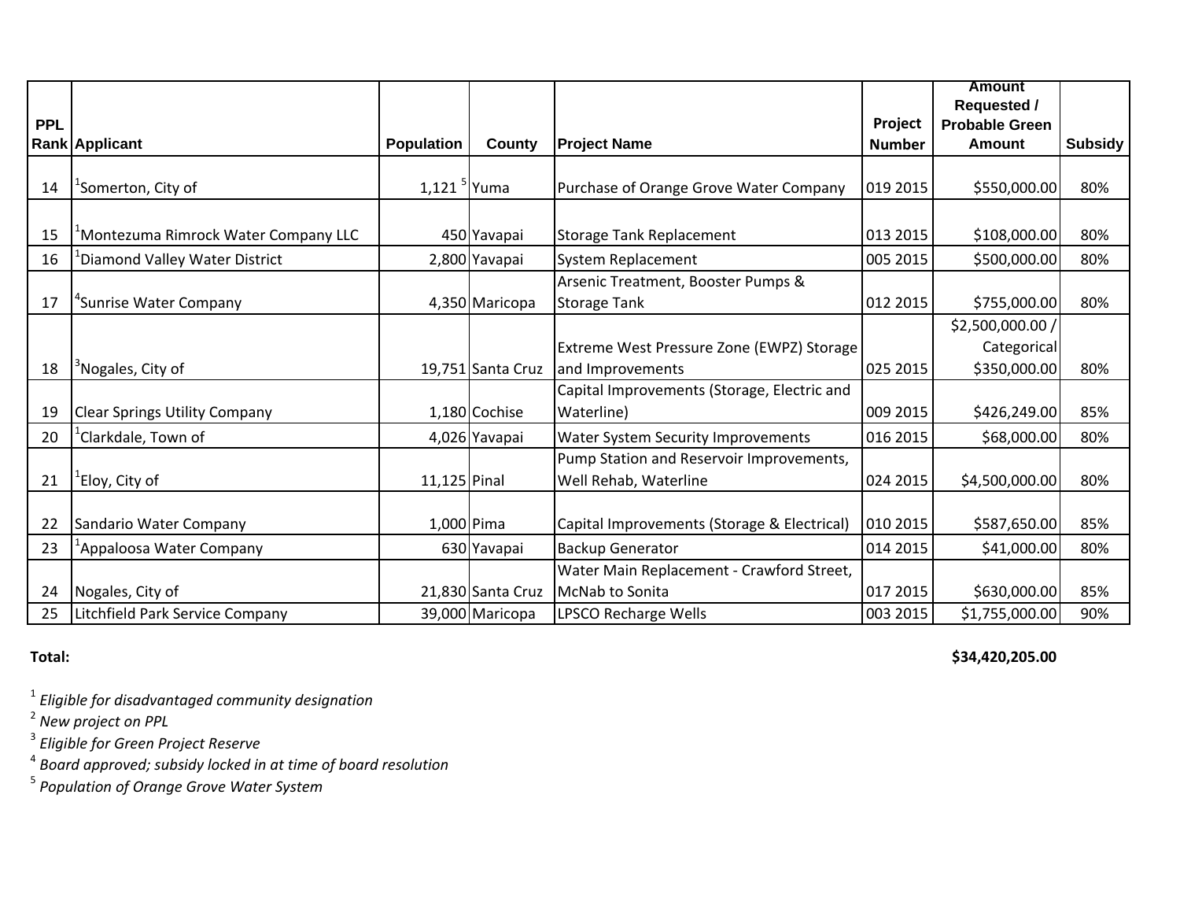| PPL Rank | Applicant | Population | County | Project Name | Project Number | Amount Requested / Probable Green Amount | Subsidy |
|---|---|---|---|---|---|---|---|
| 14 | [1]Somerton, City of | 1,121 [5] | Yuma | Purchase of Orange Grove Water Company | 019 2015 | $550,000.00 | 80% |
| 15 | [1]Montezuma Rimrock Water Company LLC | 450 | Yavapai | Storage Tank Replacement | 013 2015 | $108,000.00 | 80% |
| 16 | [1]Diamond Valley Water District | 2,800 | Yavapai | System Replacement | 005 2015 | $500,000.00 | 80% |
| 17 | [4]Sunrise Water Company | 4,350 | Maricopa | Arsenic Treatment, Booster Pumps & Storage Tank | 012 2015 | $755,000.00 | 80% |
| 18 | [3]Nogales, City of | 19,751 | Santa Cruz | Extreme West Pressure Zone (EWPZ) Storage and Improvements | 025 2015 | $2,500,000.00 / Categorical $350,000.00 | 80% |
| 19 | Clear Springs Utility Company | 1,180 | Cochise | Capital Improvements (Storage, Electric and Waterline) | 009 2015 | $426,249.00 | 85% |
| 20 | [1]Clarkdale, Town of | 4,026 | Yavapai | Water System Security Improvements | 016 2015 | $68,000.00 | 80% |
| 21 | [1]Eloy, City of | 11,125 | Pinal | Pump Station and Reservoir Improvements, Well Rehab, Waterline | 024 2015 | $4,500,000.00 | 80% |
| 22 | Sandario Water Company | 1,000 | Pima | Capital Improvements (Storage & Electrical) | 010 2015 | $587,650.00 | 85% |
| 23 | [1]Appaloosa Water Company | 630 | Yavapai | Backup Generator | 014 2015 | $41,000.00 | 80% |
| 24 | Nogales, City of | 21,830 | Santa Cruz | Water Main Replacement - Crawford Street, McNab to Sonita | 017 2015 | $630,000.00 | 85% |
| 25 | Litchfield Park Service Company | 39,000 | Maricopa | LPSCO Recharge Wells | 003 2015 | $1,755,000.00 | 90% |

**Total:** **$34,420,205.00**

[1] *Eligible for disadvantaged community designation*
[2] *New project on PPL*
[3] *Eligible for Green Project Reserve*
[4] *Board approved; subsidy locked in at time of board resolution*
[5] *Population of Orange Grove Water System*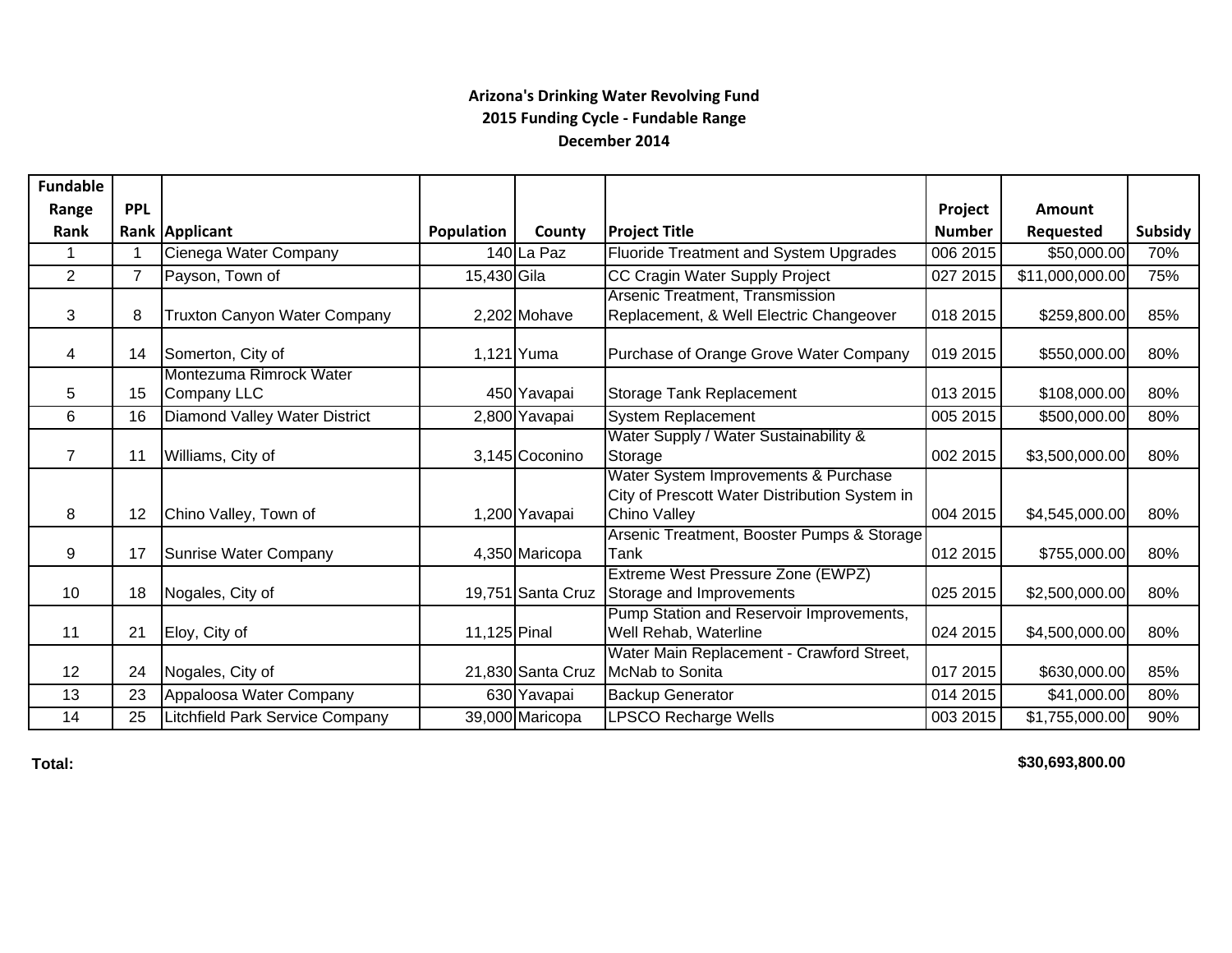**Arizona's Drinking Water Revolving Fund**
**2015 Funding Cycle - Fundable Range**
**December 2014**

| Fundable Range Rank | PPL Rank | Applicant | Population | County | Project Title | Project Number | Amount Requested | Subsidy |
|---|---|---|---|---|---|---|---|---|
| 1 | 1 | Cienega Water Company | 140 | La Paz | Fluoride Treatment and System Upgrades | 006 2015 | $50,000.00 | 70% |
| 2 | 7 | Payson, Town of | 15,430 | Gila | CC Cragin Water Supply Project | 027 2015 | $11,000,000.00 | 75% |
| 3 | 8 | Truxton Canyon Water Company | 2,202 | Mohave | Arsenic Treatment, Transmission Replacement, & Well Electric Changeover | 018 2015 | $259,800.00 | 85% |
| 4 | 14 | Somerton, City of | 1,121 | Yuma | Purchase of Orange Grove Water Company | 019 2015 | $550,000.00 | 80% |
| 5 | 15 | Montezuma Rimrock Water Company LLC | 450 | Yavapai | Storage Tank Replacement | 013 2015 | $108,000.00 | 80% |
| 6 | 16 | Diamond Valley Water District | 2,800 | Yavapai | System Replacement | 005 2015 | $500,000.00 | 80% |
| 7 | 11 | Williams, City of | 3,145 | Coconino | Water Supply / Water Sustainability & Storage | 002 2015 | $3,500,000.00 | 80% |
| 8 | 12 | Chino Valley, Town of | 1,200 | Yavapai | Water System Improvements & Purchase City of Prescott Water Distribution System in Chino Valley | 004 2015 | $4,545,000.00 | 80% |
| 9 | 17 | Sunrise Water Company | 4,350 | Maricopa | Arsenic Treatment, Booster Pumps & Storage Tank | 012 2015 | $755,000.00 | 80% |
| 10 | 18 | Nogales, City of | 19,751 | Santa Cruz | Extreme West Pressure Zone (EWPZ) Storage and Improvements | 025 2015 | $2,500,000.00 | 80% |
| 11 | 21 | Eloy, City of | 11,125 | Pinal | Pump Station and Reservoir Improvements, Well Rehab, Waterline | 024 2015 | $4,500,000.00 | 80% |
| 12 | 24 | Nogales, City of | 21,830 | Santa Cruz | Water Main Replacement - Crawford Street, McNab to Sonita | 017 2015 | $630,000.00 | 85% |
| 13 | 23 | Appaloosa Water Company | 630 | Yavapai | Backup Generator | 014 2015 | $41,000.00 | 80% |
| 14 | 25 | Litchfield Park Service Company | 39,000 | Maricopa | LPSCO Recharge Wells | 003 2015 | $1,755,000.00 | 90% |

**Total:** **$30,693,800.00**